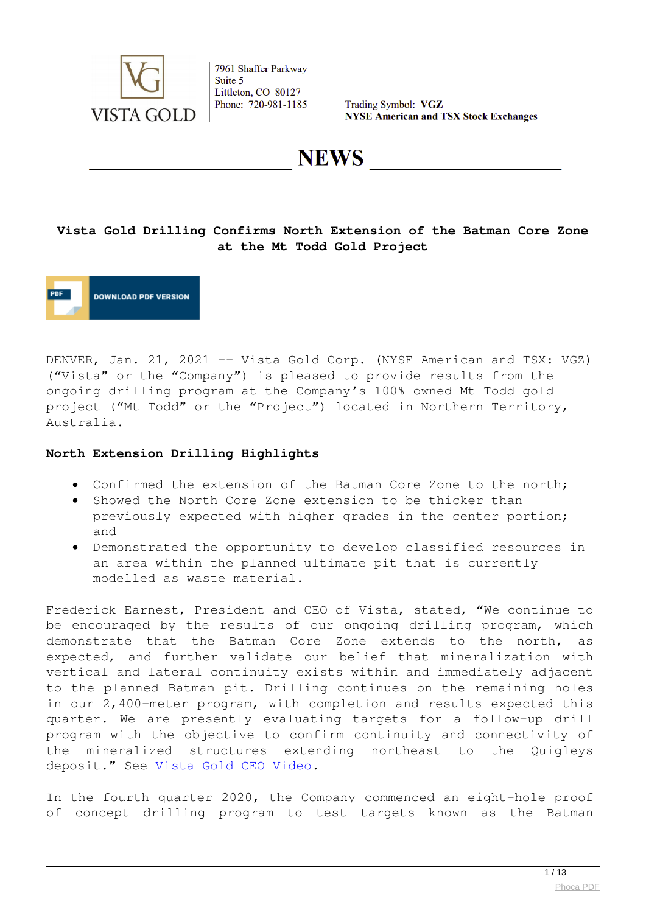VISTA GOLD

7961 Shaffer Parkway
Suite 5
Littleton, CO 80127
Phone: 720-981-1185

Trading Symbol: **VGZ**
**NYSE American and TSX Stock Exchanges**

# NEWS

## Vista Gold Drilling Confirms North Extension of the Batman Core Zone at the Mt Todd Gold Project

DOWNLOAD PDF VERSION

DENVER, Jan. 21, 2021 -- Vista Gold Corp. (NYSE American and TSX: VGZ) ("Vista" or the "Company") is pleased to provide results from the ongoing drilling program at the Company's 100% owned Mt Todd gold project ("Mt Todd" or the "Project") located in Northern Territory, Australia.

### North Extension Drilling Highlights

- Confirmed the extension of the Batman Core Zone to the north;
- Showed the North Core Zone extension to be thicker than previously expected with higher grades in the center portion; and
- Demonstrated the opportunity to develop classified resources in an area within the planned ultimate pit that is currently modelled as waste material.

Frederick Earnest, President and CEO of Vista, stated, "We continue to be encouraged by the results of our ongoing drilling program, which demonstrate that the Batman Core Zone extends to the north, as expected, and further validate our belief that mineralization with vertical and lateral continuity exists within and immediately adjacent to the planned Batman pit. Drilling continues on the remaining holes in our 2,400-meter program, with completion and results expected this quarter. We are presently evaluating targets for a follow-up drill program with the objective to confirm continuity and connectivity of the mineralized structures extending northeast to the Quigleys deposit." See Vista Gold CEO Video.

In the fourth quarter 2020, the Company commenced an eight-hole proof of concept drilling program to test targets known as the Batman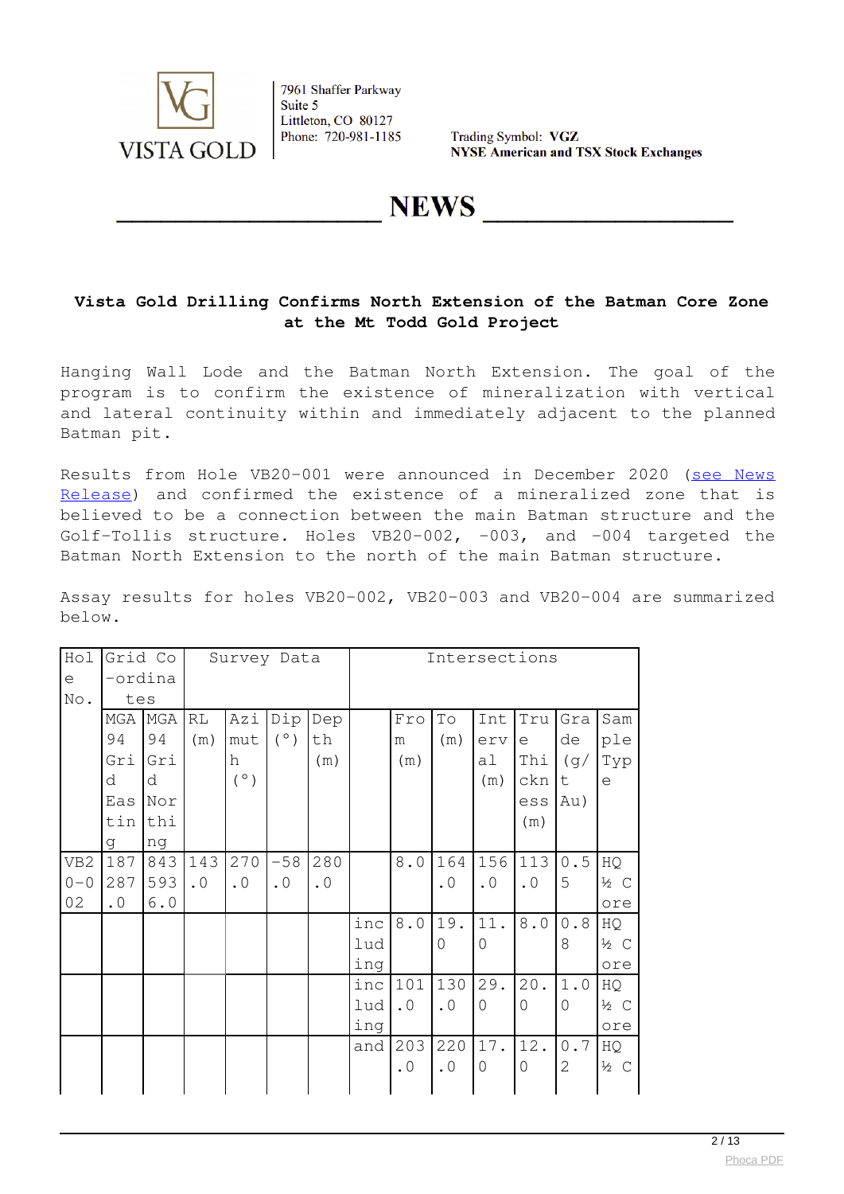# Vista Gold Drilling Confirms North Extension of the Batman Core Zone at the Mt Todd Gold Project

Hanging Wall Lode and the Batman North Extension. The goal of the program is to confirm the existence of mineralization with vertical and lateral continuity within and immediately adjacent to the planned Batman pit.

Results from Hole VB20-001 were announced in December 2020 (see News Release) and confirmed the existence of a mineralized zone that is believed to be a connection between the main Batman structure and the Golf-Tollis structure. Holes VB20-002, -003, and -004 targeted the Batman North Extension to the north of the main Batman structure.

Assay results for holes VB20-002, VB20-003 and VB20-004 are summarized below.

| Hole No. | Grid Co-ordinates | | Survey Data | | | | Intersections | | | | | | |
|---|---|---|---|---|---|---|---|---|---|---|---|---|---|
| | MGA 94 Grid Easting | MGA 94 Grid Northing | RL (m) | Azimuth (°) | Dip (°) | Depth (m) | | From (m) | To (m) | Interval (m) | True Thickness (m) | Grade (g/t Au) | Sample Type |
| VB20-002 | 187287.0 | 8435936.0 | 143.0 | 270.0 | -58.0 | 280.0 | | 8.0 | 164.0 | 156.0 | 113.0 | 0.55 | HQ ½ Core |
| | | | | | | | including | 8.0 | 19.0 | 11.0 | 8.0 | 0.88 | HQ ½ Core |
| | | | | | | | including | 101.0 | 130.0 | 29.0 | 20.0 | 1.00 | HQ ½ Core |
| | | | | | | | and | 203.0 | 220.0 | 17.0 | 12.0 | 0.72 | HQ ½ C |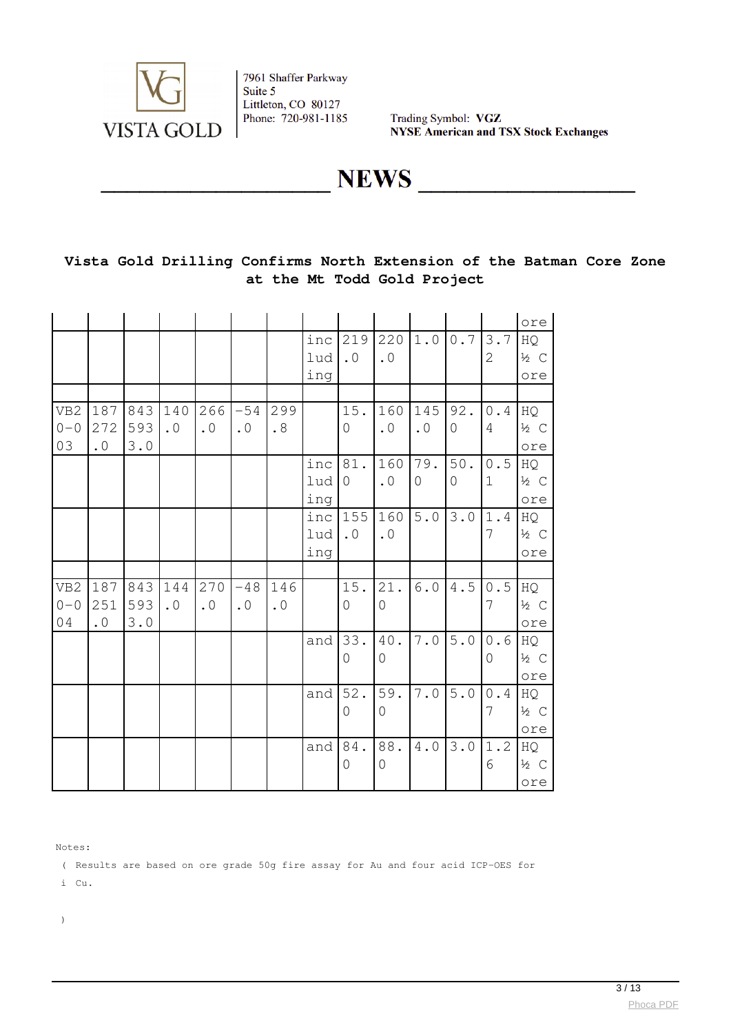# Vista Gold Drilling Confirms North Extension of the Batman Core Zone at the Mt Todd Gold Project

| | | | | | | | | | | | | | |
|---|---|---|---|---|---|---|---|---|---|---|---|---|---|
| | | | | | | | | | | | | | ore |
| | | | | | | | including | 219.0 | 220.0 | 1.0 | 0.7 | 3.72 | HQ ½ Core |
| | | | | | | | | | | | | | |
| VB20-003 | 187272.0 | 8435933.0 | 140.0 | 266.0 | -54.0 | 299.8 | | 15.0 | 160.0 | 145.0 | 92.0 | 0.44 | HQ ½ Core |
| | | | | | | | including | 81.0 | 160.0 | 79.0 | 50.0 | 0.51 | HQ ½ Core |
| | | | | | | | including | 155.0 | 160.0 | 5.0 | 3.0 | 1.47 | HQ ½ Core |
| | | | | | | | | | | | | | |
| VB20-004 | 187251.0 | 8435933.0 | 144.0 | 270.0 | -48.0 | 146.0 | | 15.0 | 21.0 | 6.0 | 4.5 | 0.57 | HQ ½ Core |
| | | | | | | | and | 33.0 | 40.0 | 7.0 | 5.0 | 0.60 | HQ ½ Core |
| | | | | | | | and | 52.0 | 59.0 | 7.0 | 5.0 | 0.47 | HQ ½ Core |
| | | | | | | | and | 84.0 | 88.0 | 4.0 | 3.0 | 1.26 | HQ ½ Core |

Notes:

(i) Results are based on ore grade 50g fire assay for Au and four acid ICP-OES for Cu.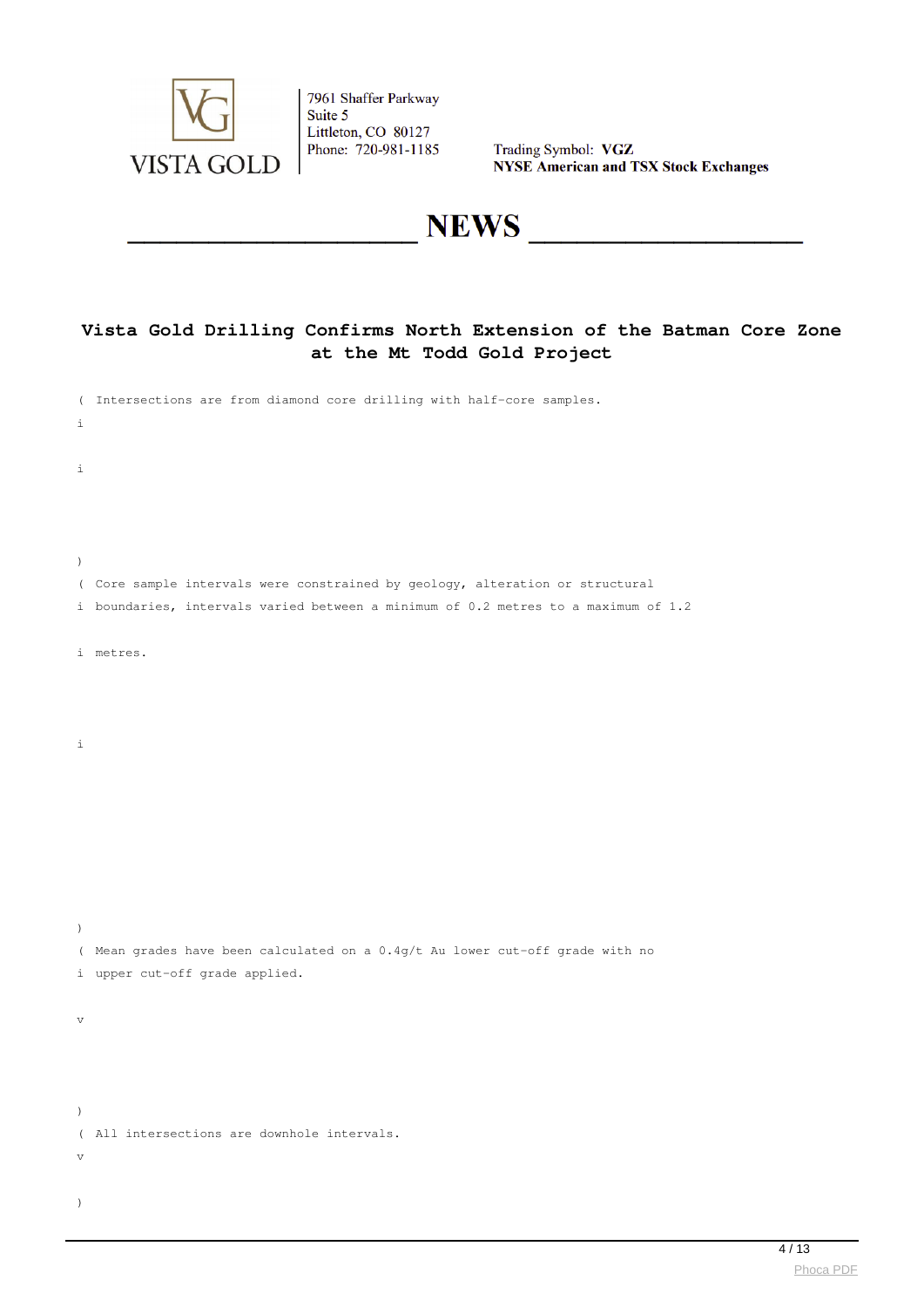7961 Shaffer Parkway
Suite 5
Littleton, CO 80127
Phone: 720-981-1185

Trading Symbol: **VGZ**
**NYSE American and TSX Stock Exchanges**

# NEWS

## Vista Gold Drilling Confirms North Extension of the Batman Core Zone at the Mt Todd Gold Project

(i) Intersections are from diamond core drilling with half-core samples.

(ii) Core sample intervals were constrained by geology, alteration or structural boundaries, intervals varied between a minimum of 0.2 metres to a maximum of 1.2 metres.

(iii) Mean grades have been calculated on a 0.4g/t Au lower cut-off grade with no upper cut-off grade applied.

(iv) All intersections are downhole intervals.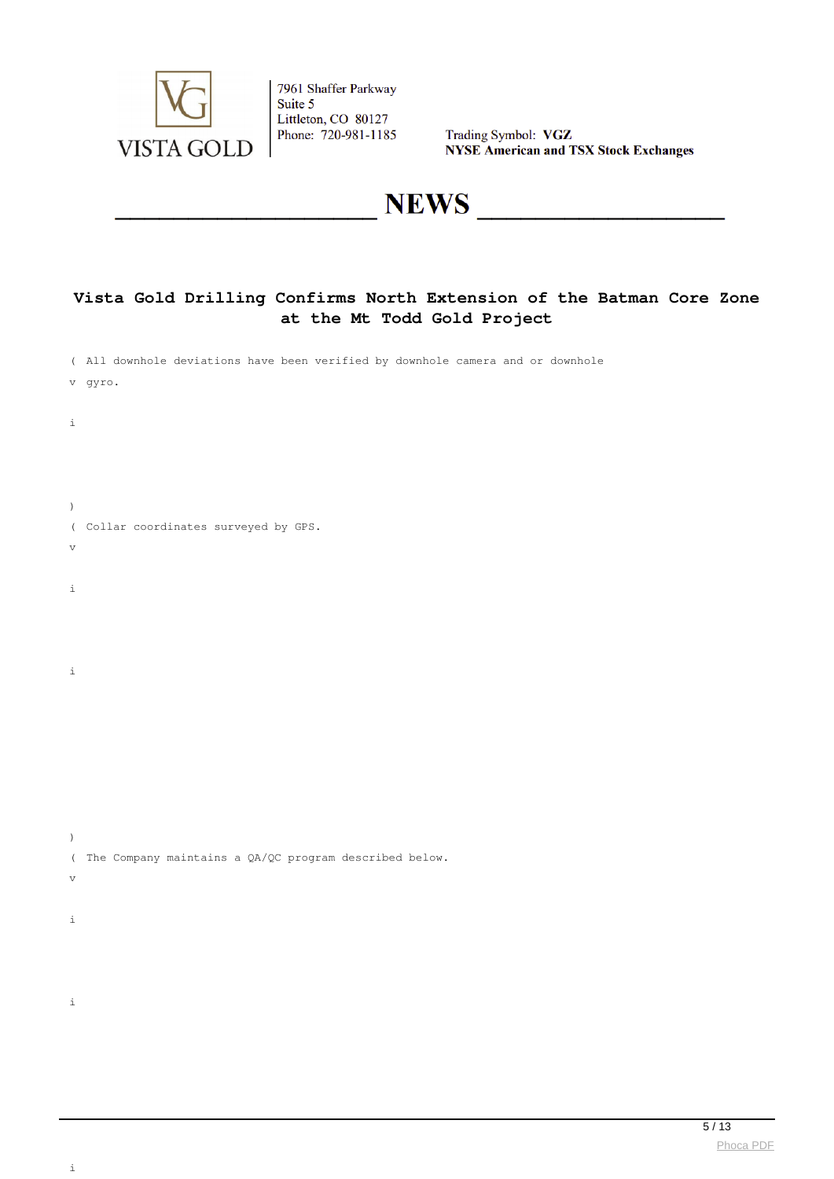# Vista Gold Drilling Confirms North Extension of the Batman Core Zone at the Mt Todd Gold Project

(
v
i
)

All downhole deviations have been verified by downhole camera and or downhole gyro.

(
v
i
i
)

Collar coordinates surveyed by GPS.

(
v
i
i
i
)

The Company maintains a QA/QC program described below.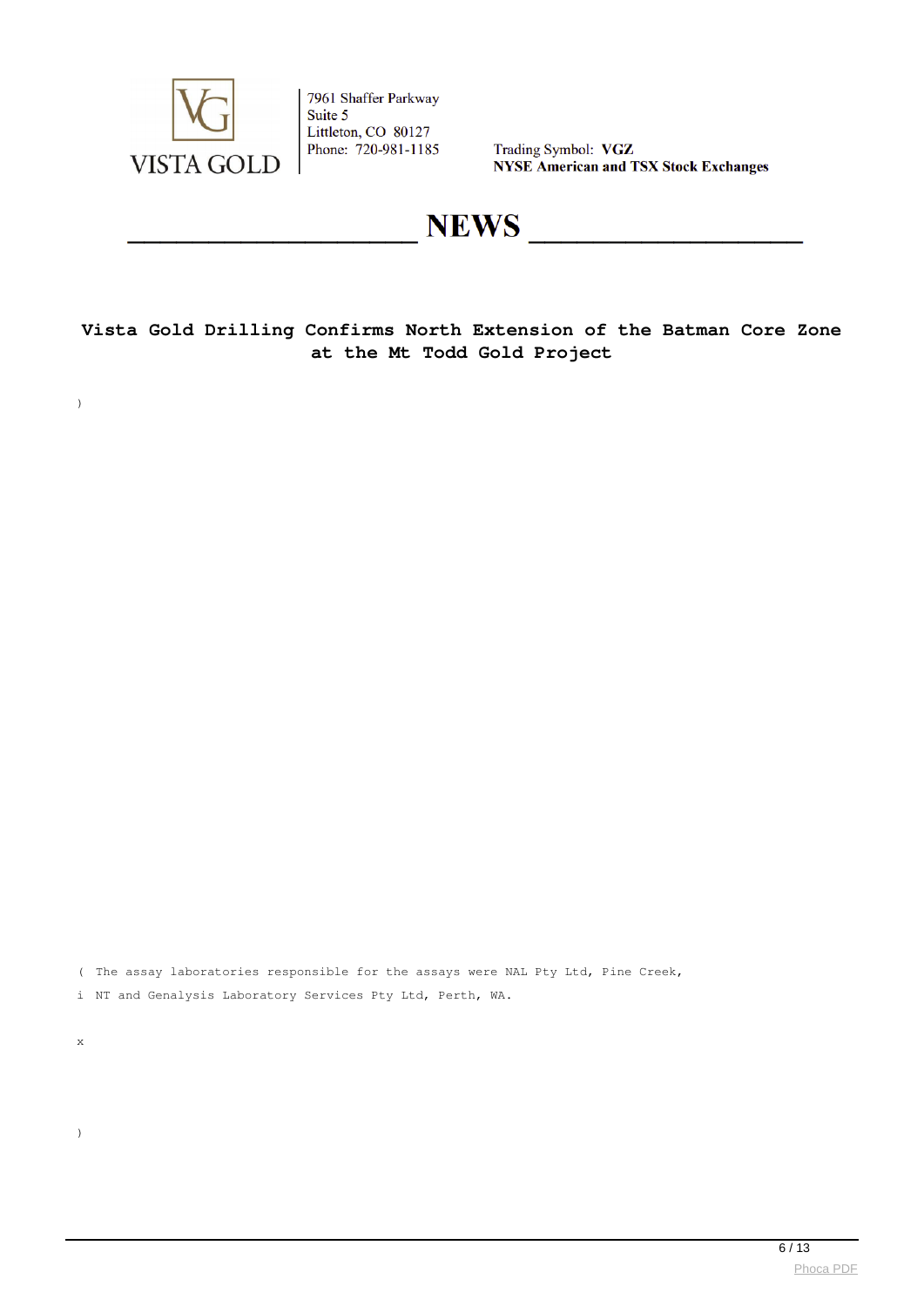# Vista Gold Drilling Confirms North Extension of the Batman Core Zone at the Mt Todd Gold Project

)

( The assay laboratories responsible for the assays were NAL Pty Ltd, Pine Creek,

i NT and Genalysis Laboratory Services Pty Ltd, Perth, WA.

x

)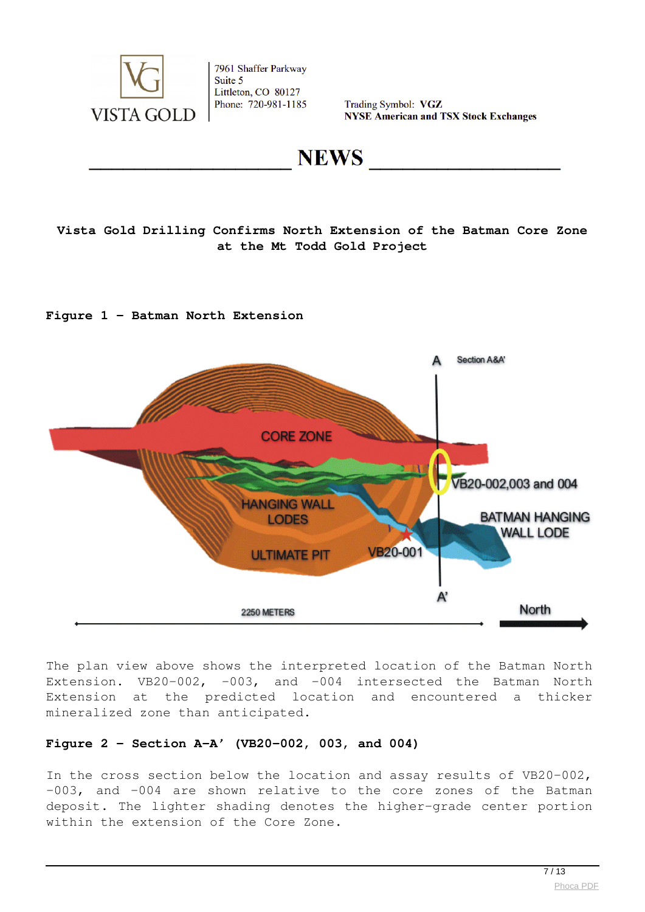**NEWS**

# Vista Gold Drilling Confirms North Extension of the Batman Core Zone at the Mt Todd Gold Project

**Figure 1 – Batman North Extension**

The plan view above shows the interpreted location of the Batman North Extension. VB20-002, -003, and -004 intersected the Batman North Extension at the predicted location and encountered a thicker mineralized zone than anticipated.

**Figure 2 – Section A-A' (VB20-002, 003, and 004)**

In the cross section below the location and assay results of VB20-002, -003, and -004 are shown relative to the core zones of the Batman deposit. The lighter shading denotes the higher-grade center portion within the extension of the Core Zone.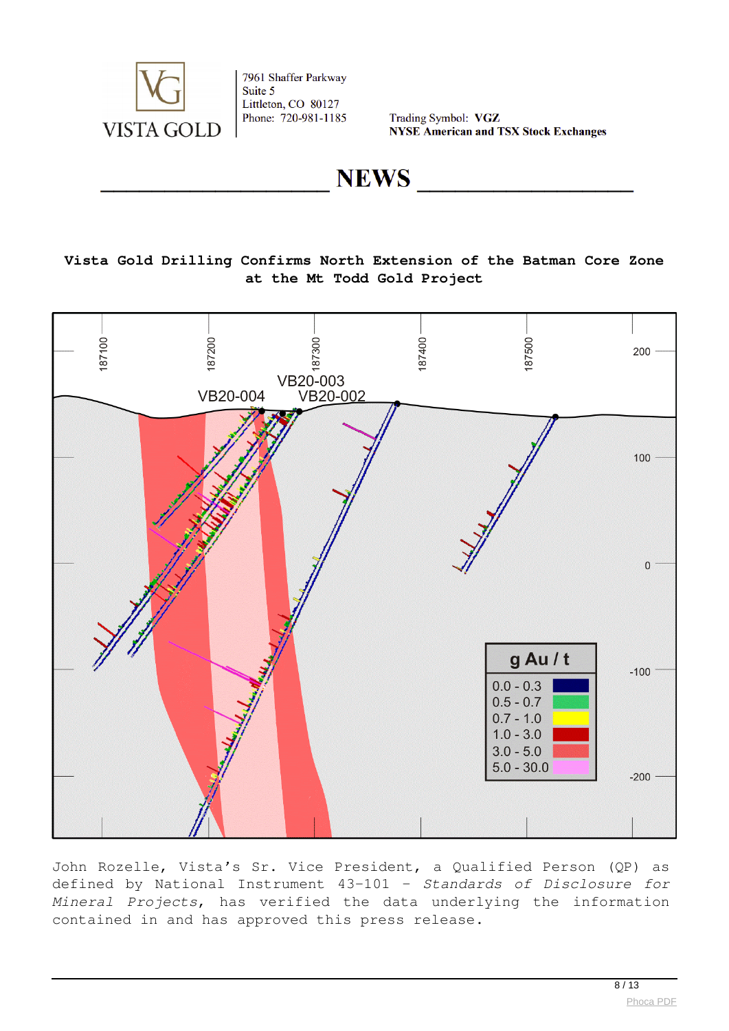**Vista Gold Drilling Confirms North Extension of the Batman Core Zone at the Mt Todd Gold Project**

John Rozelle, Vista's Sr. Vice President, a Qualified Person (QP) as defined by National Instrument 43-101 – *Standards of Disclosure for Mineral Projects*, has verified the data underlying the information contained in and has approved this press release.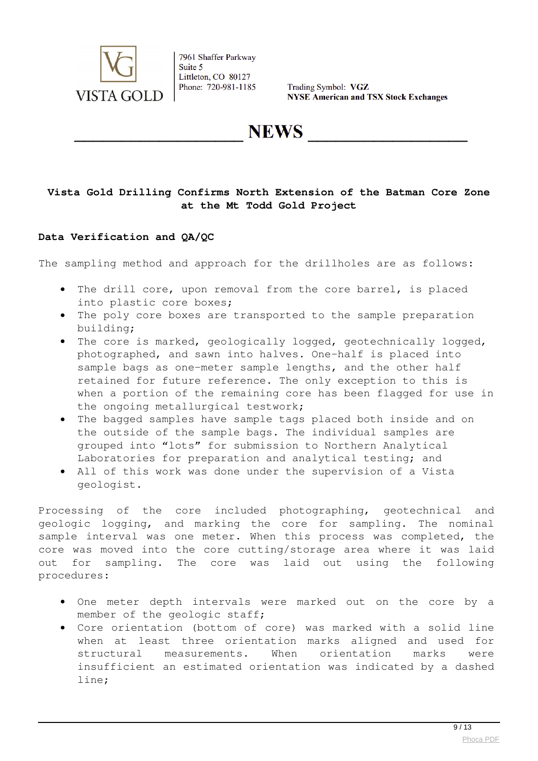### Vista Gold Drilling Confirms North Extension of the Batman Core Zone at the Mt Todd Gold Project

#### Data Verification and QA/QC

The sampling method and approach for the drillholes are as follows:

- The drill core, upon removal from the core barrel, is placed into plastic core boxes;
- The poly core boxes are transported to the sample preparation building;
- The core is marked, geologically logged, geotechnically logged, photographed, and sawn into halves. One-half is placed into sample bags as one-meter sample lengths, and the other half retained for future reference. The only exception to this is when a portion of the remaining core has been flagged for use in the ongoing metallurgical testwork;
- The bagged samples have sample tags placed both inside and on the outside of the sample bags. The individual samples are grouped into "lots" for submission to Northern Analytical Laboratories for preparation and analytical testing; and
- All of this work was done under the supervision of a Vista geologist.

Processing of the core included photographing, geotechnical and geologic logging, and marking the core for sampling. The nominal sample interval was one meter. When this process was completed, the core was moved into the core cutting/storage area where it was laid out for sampling. The core was laid out using the following procedures:

- One meter depth intervals were marked out on the core by a member of the geologic staff;
- Core orientation (bottom of core) was marked with a solid line when at least three orientation marks aligned and used for structural measurements. When orientation marks were insufficient an estimated orientation was indicated by a dashed line;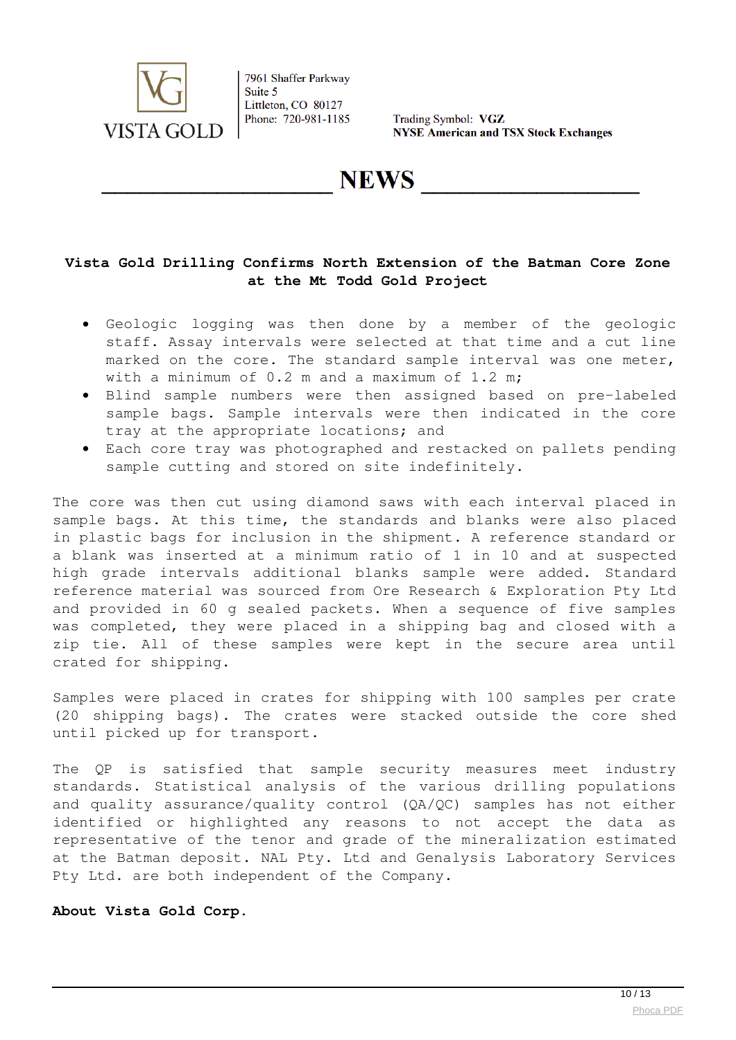# Vista Gold Drilling Confirms North Extension of the Batman Core Zone at the Mt Todd Gold Project

- Geologic logging was then done by a member of the geologic staff. Assay intervals were selected at that time and a cut line marked on the core. The standard sample interval was one meter, with a minimum of 0.2 m and a maximum of 1.2 m;
- Blind sample numbers were then assigned based on pre-labeled sample bags. Sample intervals were then indicated in the core tray at the appropriate locations; and
- Each core tray was photographed and restacked on pallets pending sample cutting and stored on site indefinitely.

The core was then cut using diamond saws with each interval placed in sample bags. At this time, the standards and blanks were also placed in plastic bags for inclusion in the shipment. A reference standard or a blank was inserted at a minimum ratio of 1 in 10 and at suspected high grade intervals additional blanks sample were added. Standard reference material was sourced from Ore Research & Exploration Pty Ltd and provided in 60 g sealed packets. When a sequence of five samples was completed, they were placed in a shipping bag and closed with a zip tie. All of these samples were kept in the secure area until crated for shipping.

Samples were placed in crates for shipping with 100 samples per crate (20 shipping bags). The crates were stacked outside the core shed until picked up for transport.

The QP is satisfied that sample security measures meet industry standards. Statistical analysis of the various drilling populations and quality assurance/quality control (QA/QC) samples has not either identified or highlighted any reasons to not accept the data as representative of the tenor and grade of the mineralization estimated at the Batman deposit. NAL Pty. Ltd and Genalysis Laboratory Services Pty Ltd. are both independent of the Company.

**About Vista Gold Corp.**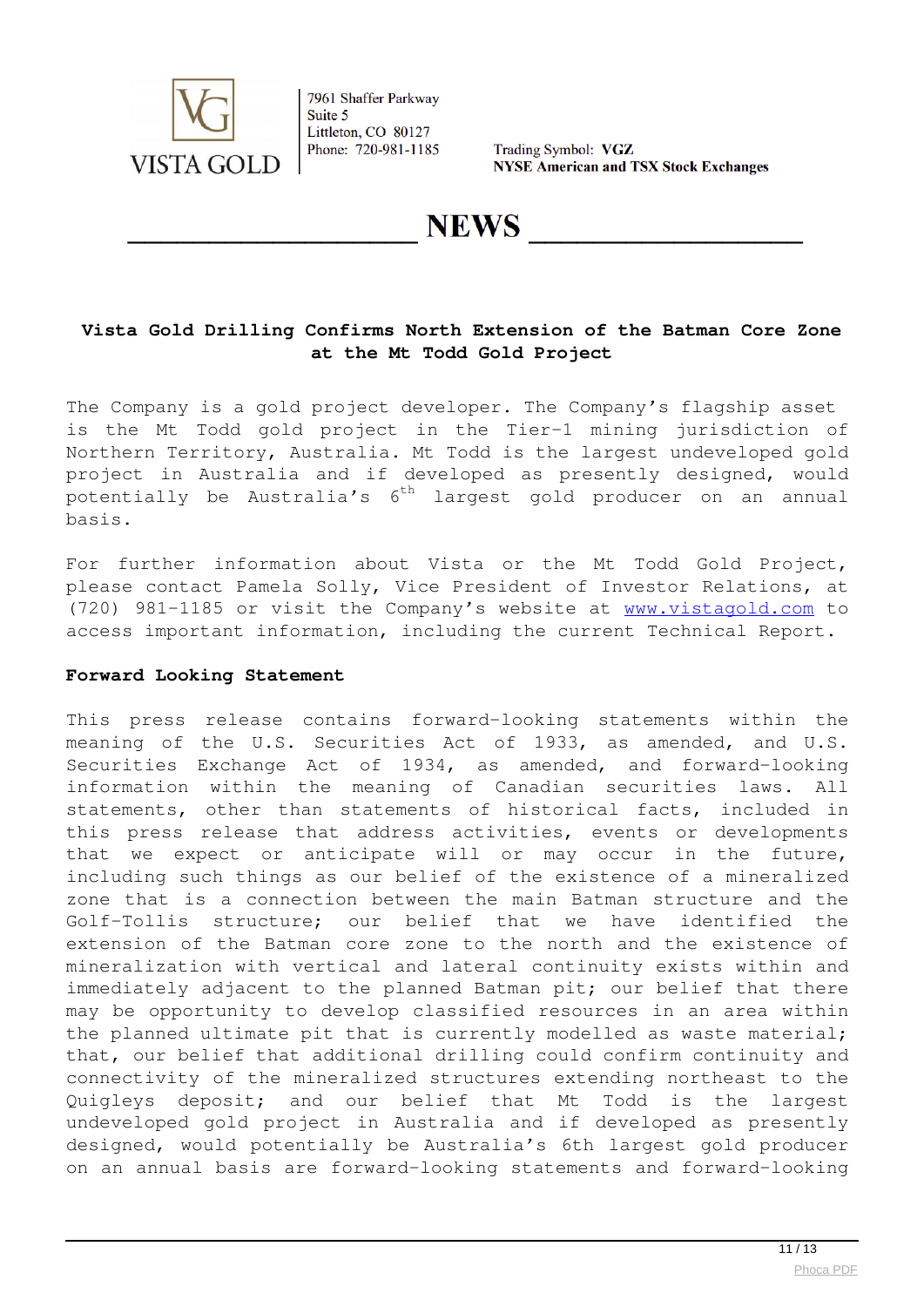VISTA GOLD

7961 Shaffer Parkway
Suite 5
Littleton, CO 80127
Phone: 720-981-1185

Trading Symbol: **VGZ**
**NYSE American and TSX Stock Exchanges**

# NEWS

## Vista Gold Drilling Confirms North Extension of the Batman Core Zone at the Mt Todd Gold Project

The Company is a gold project developer. The Company's flagship asset is the Mt Todd gold project in the Tier-1 mining jurisdiction of Northern Territory, Australia. Mt Todd is the largest undeveloped gold project in Australia and if developed as presently designed, would potentially be Australia's 6th largest gold producer on an annual basis.

For further information about Vista or the Mt Todd Gold Project, please contact Pamela Solly, Vice President of Investor Relations, at (720) 981-1185 or visit the Company's website at [www.vistagold.com](http://www.vistagold.com) to access important information, including the current Technical Report.

**Forward Looking Statement**

This press release contains forward-looking statements within the meaning of the U.S. Securities Act of 1933, as amended, and U.S. Securities Exchange Act of 1934, as amended, and forward-looking information within the meaning of Canadian securities laws. All statements, other than statements of historical facts, included in this press release that address activities, events or developments that we expect or anticipate will or may occur in the future, including such things as our belief of the existence of a mineralized zone that is a connection between the main Batman structure and the Golf-Tollis structure; our belief that we have identified the extension of the Batman core zone to the north and the existence of mineralization with vertical and lateral continuity exists within and immediately adjacent to the planned Batman pit; our belief that there may be opportunity to develop classified resources in an area within the planned ultimate pit that is currently modelled as waste material; that, our belief that additional drilling could confirm continuity and connectivity of the mineralized structures extending northeast to the Quigleys deposit; and our belief that Mt Todd is the largest undeveloped gold project in Australia and if developed as presently designed, would potentially be Australia's 6th largest gold producer on an annual basis are forward-looking statements and forward-looking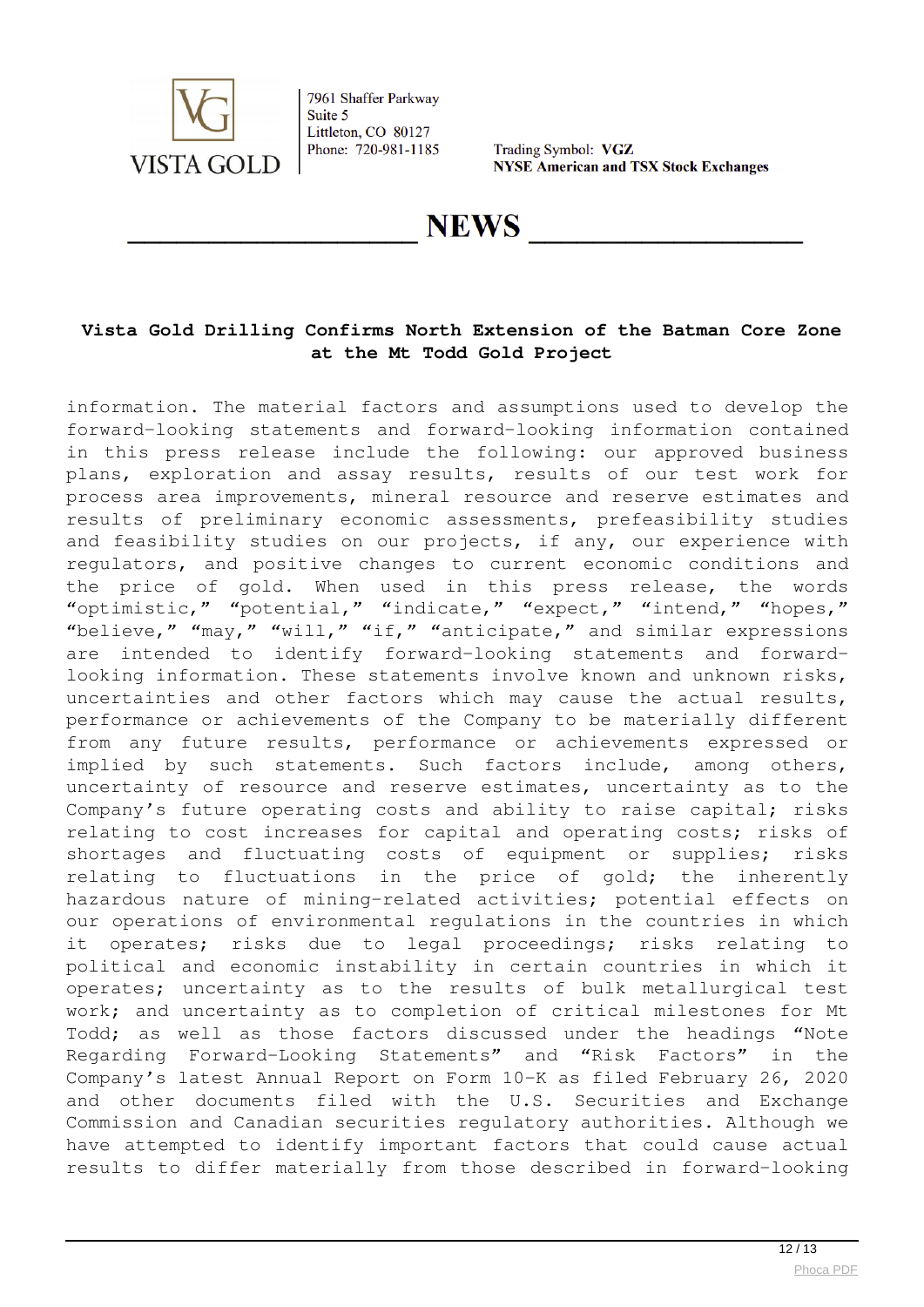information. The material factors and assumptions used to develop the forward-looking statements and forward-looking information contained in this press release include the following: our approved business plans, exploration and assay results, results of our test work for process area improvements, mineral resource and reserve estimates and results of preliminary economic assessments, prefeasibility studies and feasibility studies on our projects, if any, our experience with regulators, and positive changes to current economic conditions and the price of gold. When used in this press release, the words "optimistic," "potential," "indicate," "expect," "intend," "hopes," "believe," "may," "will," "if," "anticipate," and similar expressions are intended to identify forward-looking statements and forward-looking information. These statements involve known and unknown risks, uncertainties and other factors which may cause the actual results, performance or achievements of the Company to be materially different from any future results, performance or achievements expressed or implied by such statements. Such factors include, among others, uncertainty of resource and reserve estimates, uncertainty as to the Company's future operating costs and ability to raise capital; risks relating to cost increases for capital and operating costs; risks of shortages and fluctuating costs of equipment or supplies; risks relating to fluctuations in the price of gold; the inherently hazardous nature of mining-related activities; potential effects on our operations of environmental regulations in the countries in which it operates; risks due to legal proceedings; risks relating to political and economic instability in certain countries in which it operates; uncertainty as to the results of bulk metallurgical test work; and uncertainty as to completion of critical milestones for Mt Todd; as well as those factors discussed under the headings "Note Regarding Forward-Looking Statements" and "Risk Factors" in the Company's latest Annual Report on Form 10-K as filed February 26, 2020 and other documents filed with the U.S. Securities and Exchange Commission and Canadian securities regulatory authorities. Although we have attempted to identify important factors that could cause actual results to differ materially from those described in forward-looking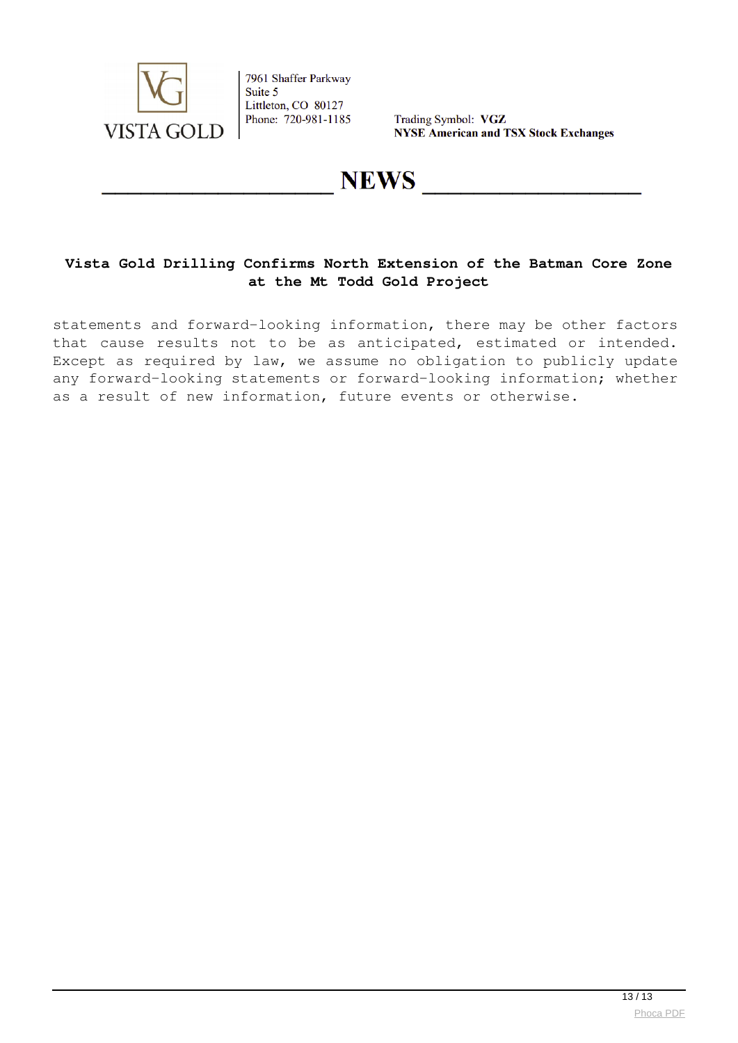# Vista Gold Drilling Confirms North Extension of the Batman Core Zone at the Mt Todd Gold Project

statements and forward-looking information, there may be other factors that cause results not to be as anticipated, estimated or intended. Except as required by law, we assume no obligation to publicly update any forward-looking statements or forward-looking information; whether as a result of new information, future events or otherwise.